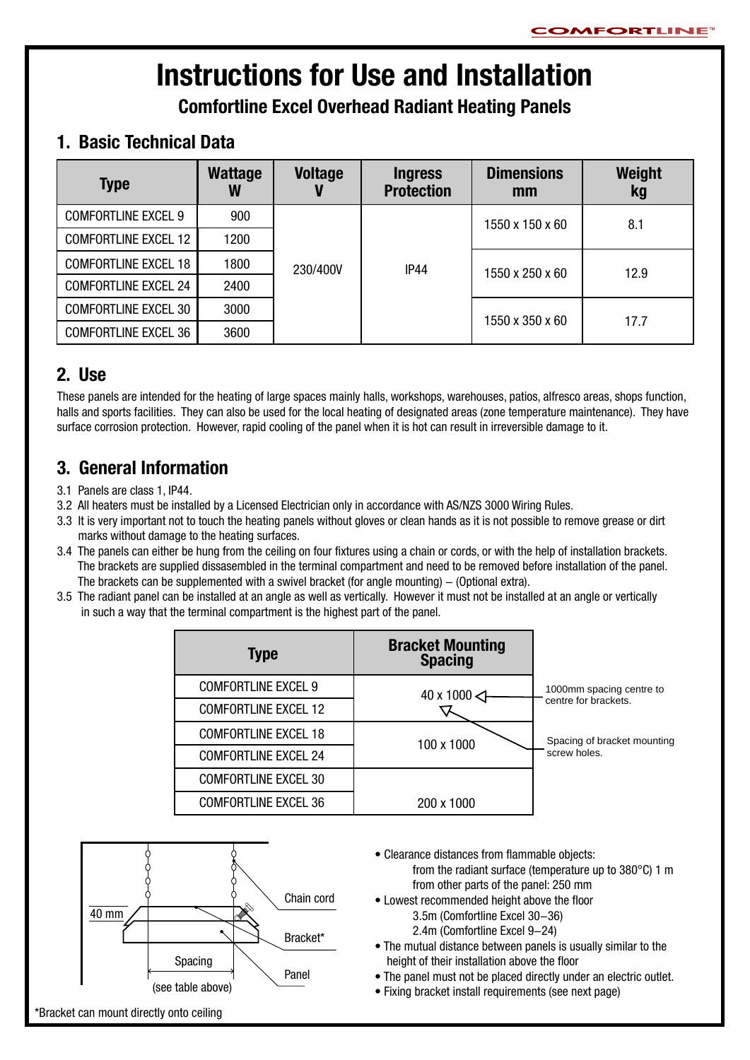# Instructions for Use and Installation

## Comfortline Excel Overhead Radiant Heating Panels

## 1. Basic Technical Data

| Type | Wattage W | Voltage V | Ingress Protection | Dimensions mm | Weight kg |
|---|---|---|---|---|---|
| COMFORTLINE EXCEL 9 | 900 | 230/400V | IP44 | 1550 x 150 x 60 | 8.1 |
| COMFORTLINE EXCEL 12 | 1200 | | | | |
| COMFORTLINE EXCEL 18 | 1800 | | | 1550 x 250 x 60 | 12.9 |
| COMFORTLINE EXCEL 24 | 2400 | | | | |
| COMFORTLINE EXCEL 30 | 3000 | | | 1550 x 350 x 60 | 17.7 |
| COMFORTLINE EXCEL 36 | 3600 | | | | |

## 2. Use

These panels are intended for the heating of large spaces mainly halls, workshops, warehouses, patios, alfresco areas, shops function, halls and sports facilities. They can also be used for the local heating of designated areas (zone temperature maintenance). They have surface corrosion protection. However, rapid cooling of the panel when it is hot can result in irreversible damage to it.

## 3. General Information

3.1 Panels are class 1, IP44.

3.2 All heaters must be installed by a Licensed Electrician only in accordance with AS/NZS 3000 Wiring Rules.

3.3 It is very important not to touch the heating panels without gloves or clean hands as it is not possible to remove grease or dirt marks without damage to the heating surfaces.

3.4 The panels can either be hung from the ceiling on four fixtures using a chain or cords, or with the help of installation brackets. The brackets are supplied dissasembled in the terminal compartment and need to be removed before installation of the panel. The brackets can be supplemented with a swivel bracket (for angle mounting) – (Optional extra).

3.5 The radiant panel can be installed at an angle as well as vertically. However it must not be installed at an angle or vertically in such a way that the terminal compartment is the highest part of the panel.

| Type | Bracket Mounting Spacing |
|---|---|
| COMFORTLINE EXCEL 9 | 40 x 1000 |
| COMFORTLINE EXCEL 12 | |
| COMFORTLINE EXCEL 18 | 100 x 1000 |
| COMFORTLINE EXCEL 24 | |
| COMFORTLINE EXCEL 30 | 200 x 1000 |
| COMFORTLINE EXCEL 36 | |

1000mm spacing centre to centre for brackets.

Spacing of bracket mounting screw holes.

40 mm — Chain cord — Bracket* — Panel — Spacing (see table above)

*Bracket can mount directly onto ceiling

- Clearance distances from flammable objects:
  - from the radiant surface (temperature up to 380°C) 1 m
  - from other parts of the panel: 250 mm
- Lowest recommended height above the floor
  - 3.5m (Comfortline Excel 30–36)
  - 2.4m (Comfortline Excel 9–24)
- The mutual distance between panels is usually similar to the height of their installation above the floor
- The panel must not be placed directly under an electric outlet.
- Fixing bracket install requirements (see next page)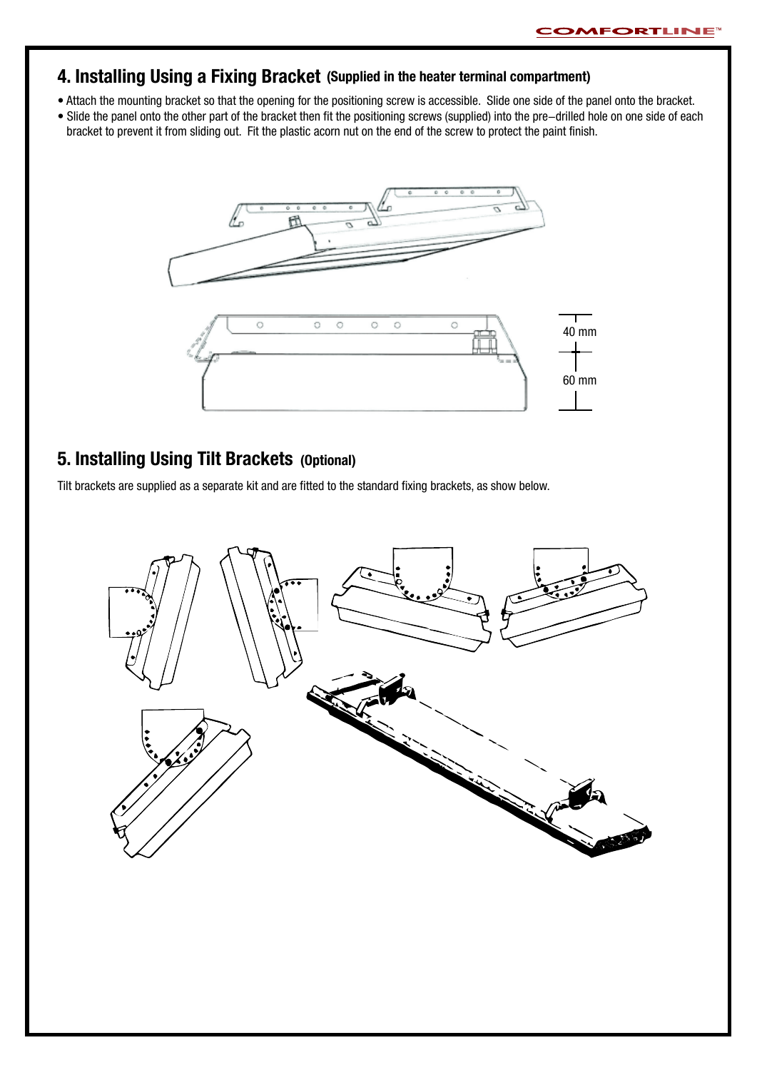## 4. Installing Using a Fixing Bracket (Supplied in the heater terminal compartment)

- Attach the mounting bracket so that the opening for the positioning screw is accessible. Slide one side of the panel onto the bracket.
- Slide the panel onto the other part of the bracket then fit the positioning screws (supplied) into the pre–drilled hole on one side of each bracket to prevent it from sliding out. Fit the plastic acorn nut on the end of the screw to protect the paint finish.

40 mm

60 mm

## 5. Installing Using Tilt Brackets (Optional)

Tilt brackets are supplied as a separate kit and are fitted to the standard fixing brackets, as show below.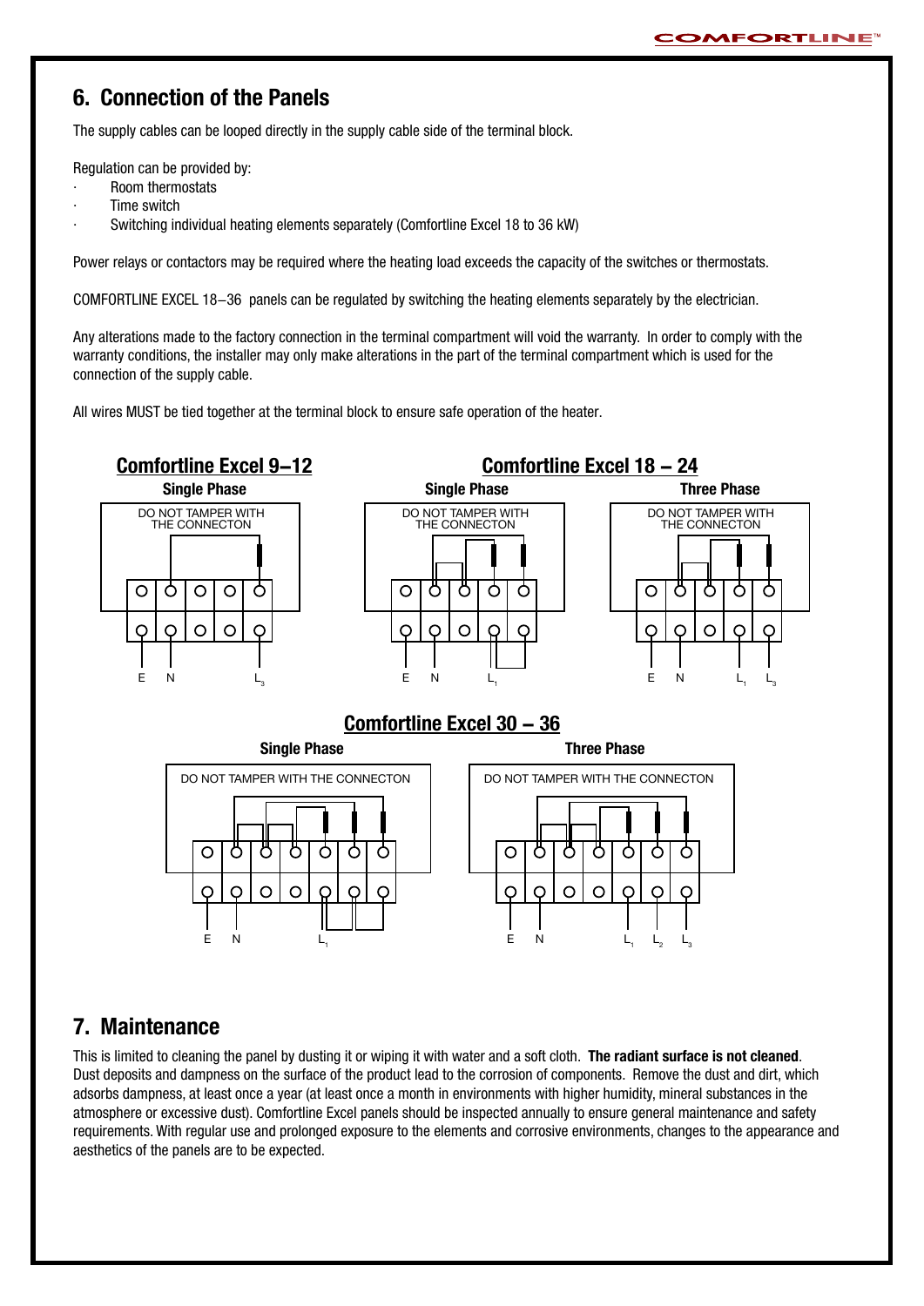## 6. Connection of the Panels

The supply cables can be looped directly in the supply cable side of the terminal block.

Regulation can be provided by:

- Room thermostats
- Time switch
- Switching individual heating elements separately (Comfortline Excel 18 to 36 kW)

Power relays or contactors may be required where the heating load exceeds the capacity of the switches or thermostats.

COMFORTLINE EXCEL 18–36 panels can be regulated by switching the heating elements separately by the electrician.

Any alterations made to the factory connection in the terminal compartment will void the warranty. In order to comply with the warranty conditions, the installer may only make alterations in the part of the terminal compartment which is used for the connection of the supply cable.

All wires MUST be tied together at the terminal block to ensure safe operation of the heater.

**Comfortline Excel 9–12**

Single Phase

DO NOT TAMPER WITH THE CONNECTON

E N $L_3$

**Comfortline Excel 18 – 24**

Single Phase

DO NOT TAMPER WITH THE CONNECTON

E N $L_1$

Three Phase

DO NOT TAMPER WITH THE CONNECTON

E N $L_1$ $L_3$

**Comfortline Excel 30 – 36**

Single Phase

DO NOT TAMPER WITH THE CONNECTON

E N $L_1$

Three Phase

DO NOT TAMPER WITH THE CONNECTON

E N $L_1$ $L_2$ $L_3$

## 7. Maintenance

This is limited to cleaning the panel by dusting it or wiping it with water and a soft cloth. **The radiant surface is not cleaned**. Dust deposits and dampness on the surface of the product lead to the corrosion of components. Remove the dust and dirt, which adsorbs dampness, at least once a year (at least once a month in environments with higher humidity, mineral substances in the atmosphere or excessive dust). Comfortline Excel panels should be inspected annually to ensure general maintenance and safety requirements. With regular use and prolonged exposure to the elements and corrosive environments, changes to the appearance and aesthetics of the panels are to be expected.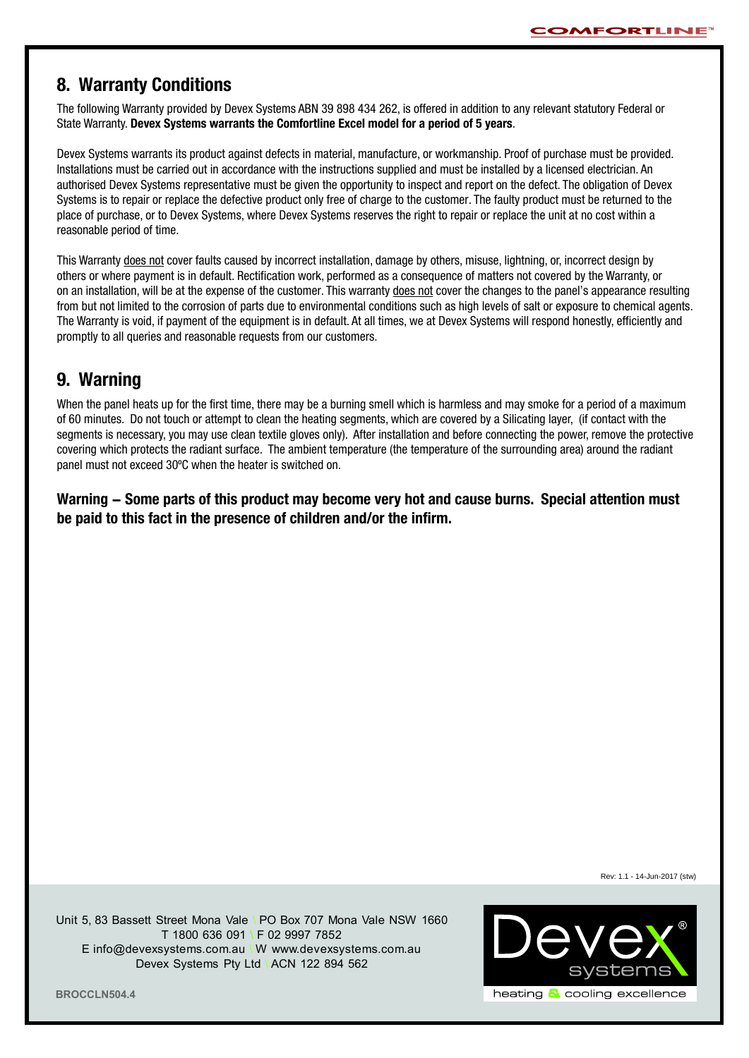## 8. Warranty Conditions

The following Warranty provided by Devex Systems ABN 39 898 434 262, is offered in addition to any relevant statutory Federal or State Warranty. **Devex Systems warrants the Comfortline Excel model for a period of 5 years**.

Devex Systems warrants its product against defects in material, manufacture, or workmanship. Proof of purchase must be provided. Installations must be carried out in accordance with the instructions supplied and must be installed by a licensed electrician. An authorised Devex Systems representative must be given the opportunity to inspect and report on the defect. The obligation of Devex Systems is to repair or replace the defective product only free of charge to the customer. The faulty product must be returned to the place of purchase, or to Devex Systems, where Devex Systems reserves the right to repair or replace the unit at no cost within a reasonable period of time.

This Warranty does not cover faults caused by incorrect installation, damage by others, misuse, lightning, or, incorrect design by others or where payment is in default. Rectification work, performed as a consequence of matters not covered by the Warranty, or on an installation, will be at the expense of the customer. This warranty does not cover the changes to the panel's appearance resulting from but not limited to the corrosion of parts due to environmental conditions such as high levels of salt or exposure to chemical agents. The Warranty is void, if payment of the equipment is in default. At all times, we at Devex Systems will respond honestly, efficiently and promptly to all queries and reasonable requests from our customers.

## 9. Warning

When the panel heats up for the first time, there may be a burning smell which is harmless and may smoke for a period of a maximum of 60 minutes. Do not touch or attempt to clean the heating segments, which are covered by a Silicating layer, (if contact with the segments is necessary, you may use clean textile gloves only). After installation and before connecting the power, remove the protective covering which protects the radiant surface. The ambient temperature (the temperature of the surrounding area) around the radiant panel must not exceed 30ºC when the heater is switched on.

**Warning – Some parts of this product may become very hot and cause burns. Special attention must be paid to this fact in the presence of children and/or the infirm.**

Rev: 1.1 - 14-Jun-2017 (stw)

Unit 5, 83 Bassett Street Mona Vale \ PO Box 707 Mona Vale NSW 1660
T 1800 636 091 \ F 02 9997 7852
E info@devexsystems.com.au \ W www.devexsystems.com.au
Devex Systems Pty Ltd \ ACN 122 894 562

BROCCLN504.4